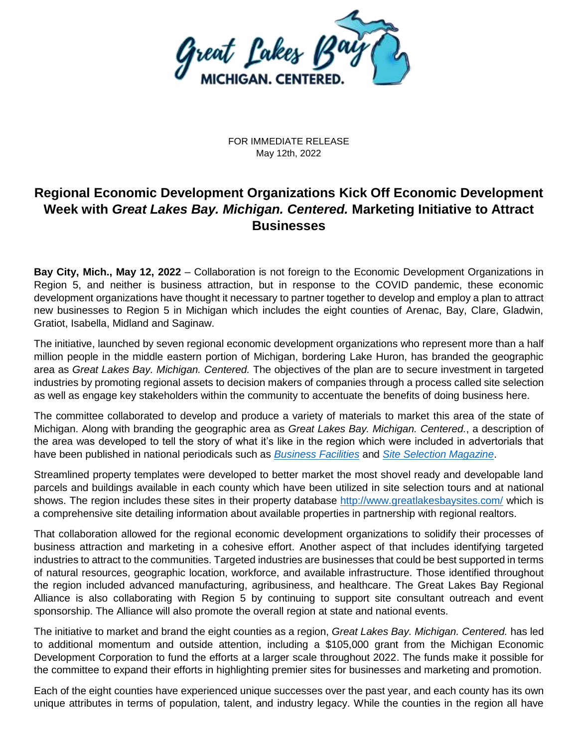FOR IMMEDIATE RELEASE
May 12th, 2022

# Regional Economic Development Organizations Kick Off Economic Development Week with *Great Lakes Bay. Michigan. Centered.* Marketing Initiative to Attract Businesses

**Bay City, Mich., May 12, 2022** – Collaboration is not foreign to the Economic Development Organizations in Region 5, and neither is business attraction, but in response to the COVID pandemic, these economic development organizations have thought it necessary to partner together to develop and employ a plan to attract new businesses to Region 5 in Michigan which includes the eight counties of Arenac, Bay, Clare, Gladwin, Gratiot, Isabella, Midland and Saginaw.

The initiative, launched by seven regional economic development organizations who represent more than a half million people in the middle eastern portion of Michigan, bordering Lake Huron, has branded the geographic area as *Great Lakes Bay. Michigan. Centered.* The objectives of the plan are to secure investment in targeted industries by promoting regional assets to decision makers of companies through a process called site selection as well as engage key stakeholders within the community to accentuate the benefits of doing business here.

The committee collaborated to develop and produce a variety of materials to market this area of the state of Michigan. Along with branding the geographic area as *Great Lakes Bay. Michigan. Centered.*, a description of the area was developed to tell the story of what it's like in the region which were included in advertorials that have been published in national periodicals such as *Business Facilities* and *Site Selection Magazine*.

Streamlined property templates were developed to better market the most shovel ready and developable land parcels and buildings available in each county which have been utilized in site selection tours and at national shows. The region includes these sites in their property database http://www.greatlakesbaysites.com/ which is a comprehensive site detailing information about available properties in partnership with regional realtors.

That collaboration allowed for the regional economic development organizations to solidify their processes of business attraction and marketing in a cohesive effort. Another aspect of that includes identifying targeted industries to attract to the communities. Targeted industries are businesses that could be best supported in terms of natural resources, geographic location, workforce, and available infrastructure. Those identified throughout the region included advanced manufacturing, agribusiness, and healthcare. The Great Lakes Bay Regional Alliance is also collaborating with Region 5 by continuing to support site consultant outreach and event sponsorship. The Alliance will also promote the overall region at state and national events.

The initiative to market and brand the eight counties as a region, *Great Lakes Bay. Michigan. Centered.* has led to additional momentum and outside attention, including a $105,000 grant from the Michigan Economic Development Corporation to fund the efforts at a larger scale throughout 2022. The funds make it possible for the committee to expand their efforts in highlighting premier sites for businesses and marketing and promotion.

Each of the eight counties have experienced unique successes over the past year, and each county has its own unique attributes in terms of population, talent, and industry legacy. While the counties in the region all have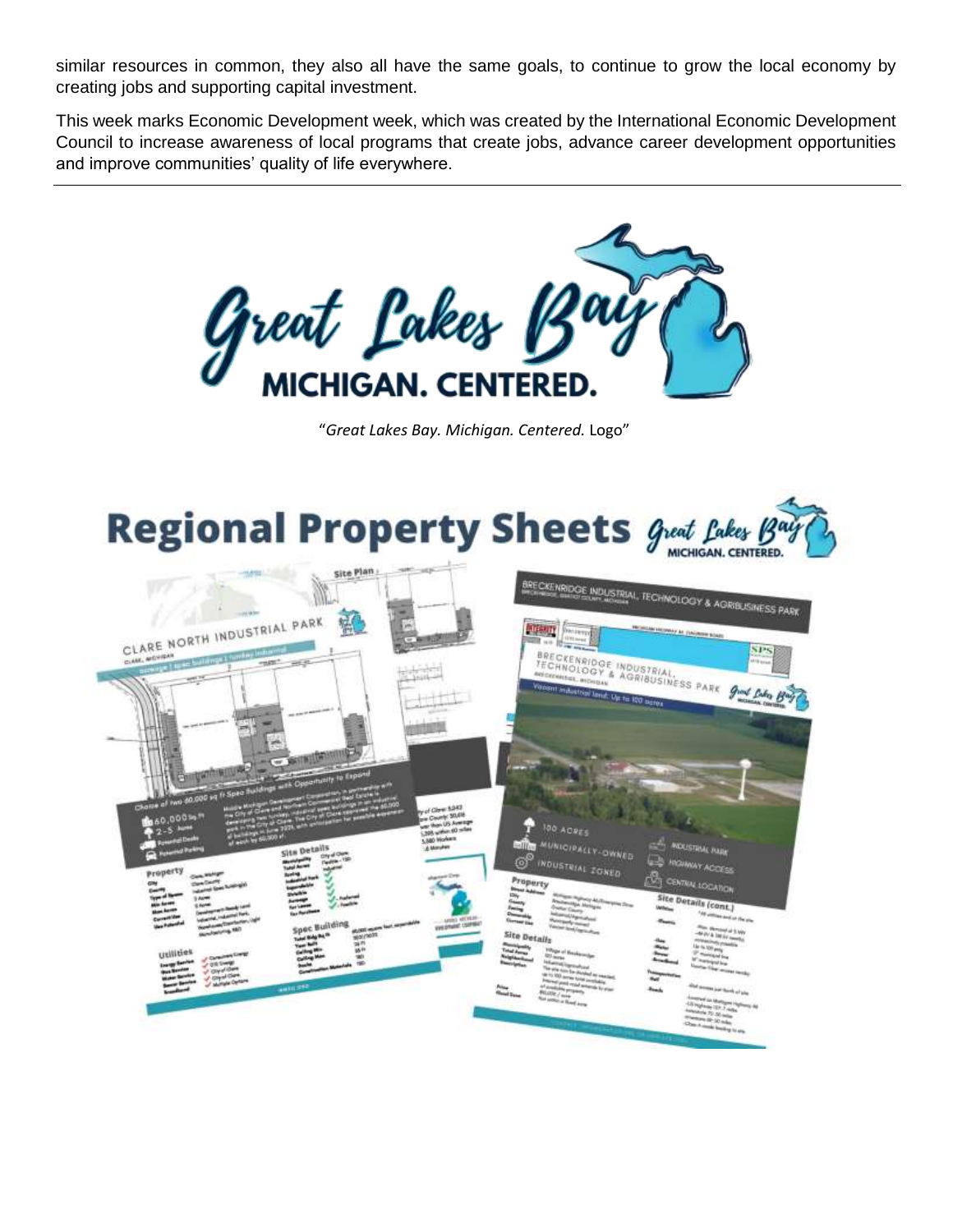similar resources in common, they also all have the same goals, to continue to grow the local economy by creating jobs and supporting capital investment.

This week marks Economic Development week, which was created by the International Economic Development Council to increase awareness of local programs that create jobs, advance career development opportunities and improve communities' quality of life everywhere.

---

"*Great Lakes Bay. Michigan. Centered.* Logo"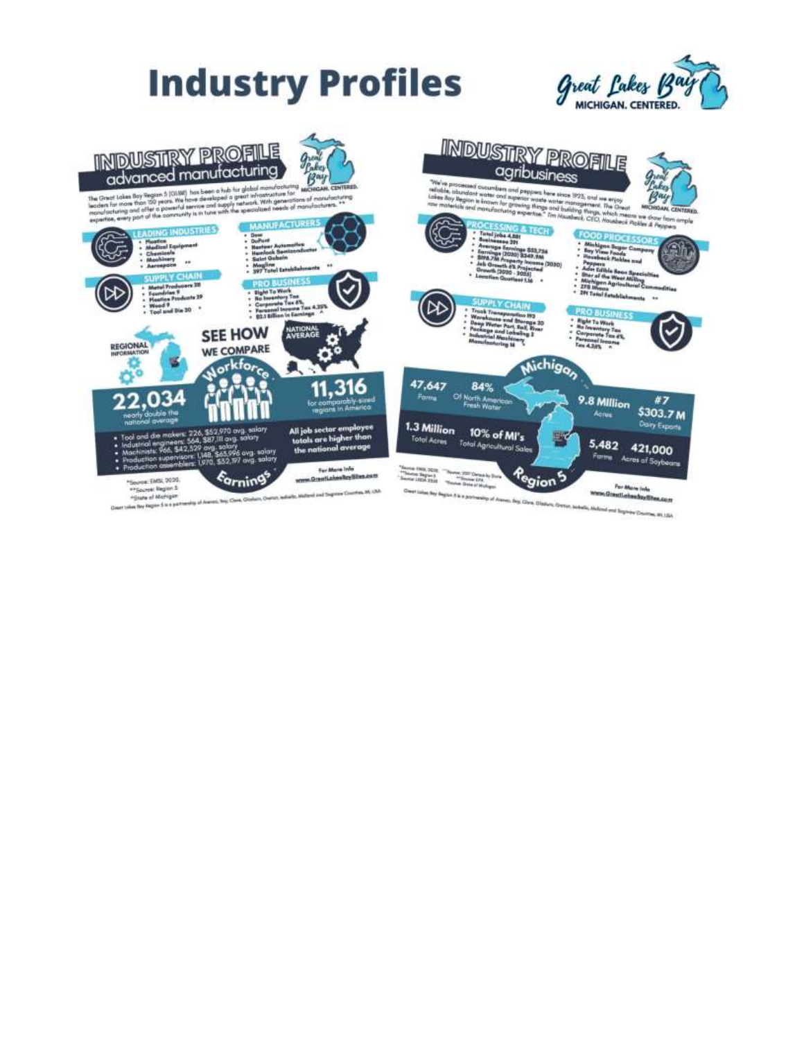# Industry Profiles

Great Lakes Bay
MICHIGAN. CENTERED.

## INDUSTRY PROFILE
### advanced manufacturing

The Great Lakes Bay Region 5 (GLBR) has been a hub for global manufacturing leaders for more than 150 years. We have developed a great infrastructure for manufacturing and offer a powerful service and supply network. With generations of manufacturing expertise, every part of the community is in tune with the specialized needs of manufacturers. **

**LEADING INDUSTRIES**
- Plastics
- Medical Equipment
- Chemicals
- Machinery
- Aerospace **

**MANUFACTURERS**
- Dow
- DuPont
- Nexteer Automotive
- Hemlock Semiconductor
- Saint Gobain
- Magline
- 397 Total Establishments **

**SUPPLY CHAIN**
- Metal Producers 38
- Foundries 9
- Plastics Products 39
- Wood 9
- Tool and Die 30 *

**PRO BUSINESS**
- Right To Work
- No Inventory Tax
- Corporate Tax 6%
- Personal Income Tax 4.25%
- $2.1 Billion in Earnings ^

REGIONAL INFORMATION

SEE HOW WE COMPARE

NATIONAL AVERAGE

Workforce

**22,034** nearly double the national average

**11,316** for comparably-sized regions in America

- Tool and die makers: 226, $52,970 avg. salary
- Industrial engineers: 564, $87,111 avg. salary
- Machinists: 966, $42,539 avg. salary
- Production supervisors: 1,148, $63,996 avg. salary
- Production assemblers: 1,970, $32,197 avg. salary

All job sector employee totals are higher than the national average

Earnings

*Source: EMSI, 2020
**Source: Region 5
^State of Michigan

For More Info
www.GreatLakesBaySites.com

Great Lakes Bay Region 5 is a partnership of Arenac, Bay, Clare, Gladwin, Gratiot, Isabella, Midland and Saginaw Counties, MI, USA

## INDUSTRY PROFILE
### agribusiness

"We've processed cucumbers and peppers here since 1925, and we enjoy reliable, abundant water and superior waste water management. The Great Lakes Bay Region is known for growing things and building things, which means we draw from ample raw materials and manufacturing expertise." Tim Hausbeck, CEO, Hausbeck Pickles & Peppers

**PROCESSING & TECH**
- Total jobs 4,881
- Businesses 291
- Average Earnings $53,736
- Earnings (2020) $349.9M
- $198.7M Property Income (2020)
- Job Growth 6% Projected Growth (2020 - 2025)
- Location Quotient 1.16 *

**FOOD PROCESSORS**
- Michigan Sugar Company
- Bay View Foods
- Hausbeck Pickles and Peppers
- Ades Edible Bean Specialties
- Star of the West Milling
- Michigan Agricultural Commodities
- ZFS Ithaca
- 291 Total Establishments **

**SUPPLY CHAIN**
- Truck Transportation 193
- Warehouse and Storage 20
- Deep Water Port, Rail, River
- Package and Labeling 2
- Industrial Machinery Manufacturing 14 *

**PRO BUSINESS**
- Right To Work
- No Inventory Tax
- Corporate Tax 6%
- Personal Income Tax 4.25% ^

Michigan

**47,647** Farms

**84%** Of North American Fresh Water

**9.8 Million** Acres

**#7 $303.7 M** Dairy Exports

**1.3 Million** Total Acres

**10% of MI's** Total Agricultural Sales

**5,482** Farms

**421,000** Acres of Soybeans

Region 5

*Source: EMSI, 2020
**Source: Region 5
^Source: USDA 2020
^^Source: 2017 Census by State
^^^Source: EPA
^Source: State of Michigan

For More Info
www.GreatLakesBaySites.com

Great Lakes Bay Region 5 is a partnership of Arenac, Bay, Clare, Gladwin, Gratiot, Isabella, Midland and Saginaw Counties, MI, USA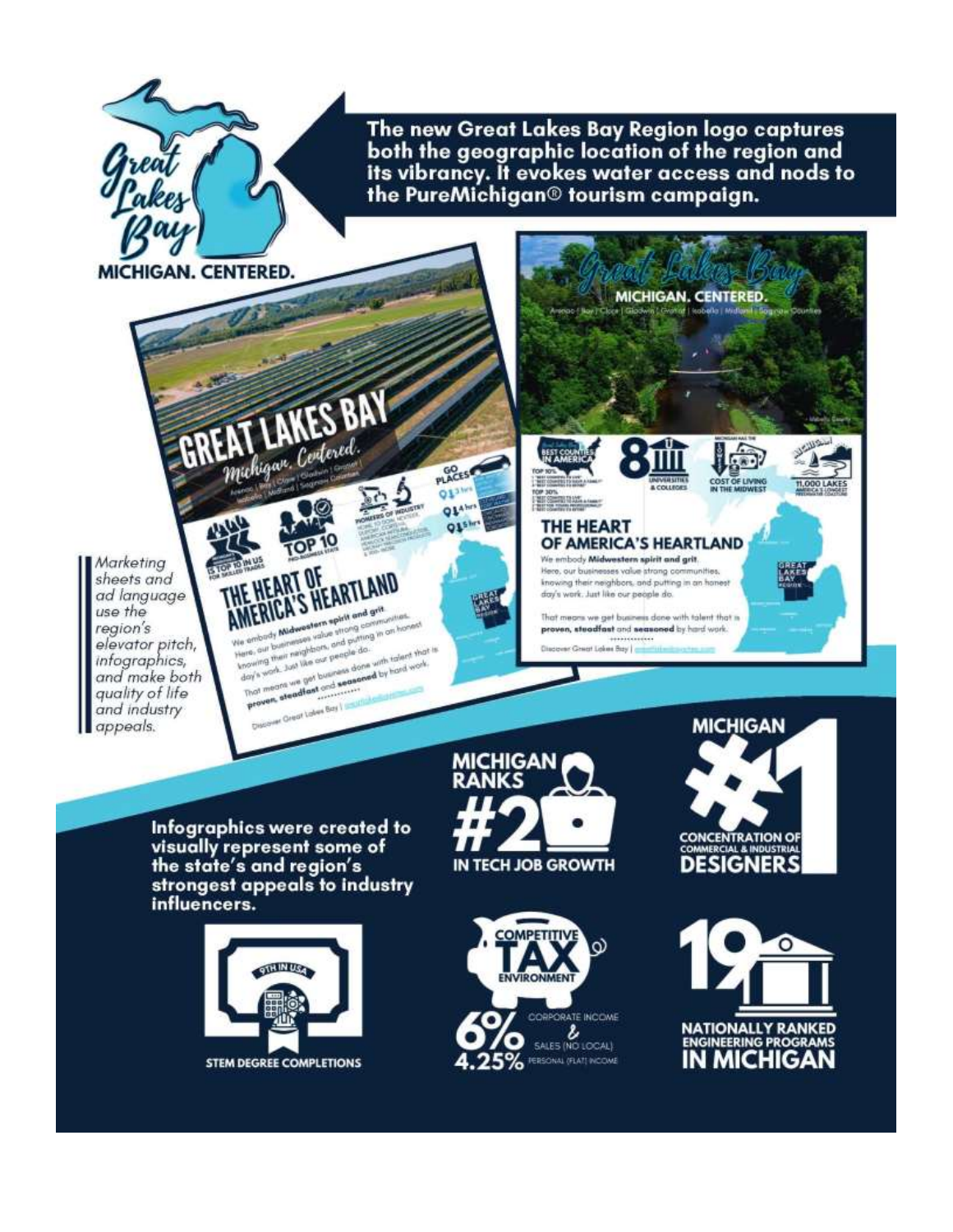Great Lakes Bay

MICHIGAN. CENTERED.

**The new Great Lakes Bay Region logo captures both the geographic location of the region and its vibrancy. It evokes water access and nods to the PureMichigan® tourism campaign.**

*Marketing sheets and ad language use the region's elevator pitch, infographics, and make both quality of life and industry appeals.*

GREAT LAKES BAY

Michigan. Centered.

Arenac | Bay | Clare | Gladwin | Gratiot | Isabella | Midland | Saginaw Counties

TOP 10

THE HEART OF AMERICA'S HEARTLAND

We embody **Midwestern spirit and grit**. Here, our businesses value strong communities, knowing their neighbors, and putting in an honest day's work. Just like our people do.

That means we get business done with talent that is **proven, steadfast** and **seasoned** by hard work.

Discover Great Lakes Bay | greatlakesbaycountries.com

Great Lakes Bay

MICHIGAN. CENTERED.

Arenac | Bay | Clare | Gladwin | Gratiot | Isabella | Midland | Saginaw Counties

BEST COUNTIES IN AMERICA

8 UNIVERSITIES & COLLEGES

COST OF LIVING IN THE MIDWEST

11,000 LAKES

THE HEART OF AMERICA'S HEARTLAND

We embody **Midwestern spirit and grit**. Here, our businesses value strong communities, knowing their neighbors, and putting in an honest day's work. Just like our people do.

That means we get business done with talent that is **proven, steadfast** and **seasoned** by hard work.

Discover Great Lakes Bay | greatlakesbaycountries.com

**Infographics were created to visually represent some of the state's and region's strongest appeals to industry influencers.**

MICHIGAN RANKS #2 IN TECH JOB GROWTH

MICHIGAN #1 CONCENTRATION OF COMMERCIAL & INDUSTRIAL DESIGNERS

9TH IN USA STEM DEGREE COMPLETIONS

COMPETITIVE TAX ENVIRONMENT

6% CORPORATE INCOME & SALES (NO LOCAL)

4.25% PERSONAL (FLAT) INCOME

19 NATIONALLY RANKED ENGINEERING PROGRAMS IN MICHIGAN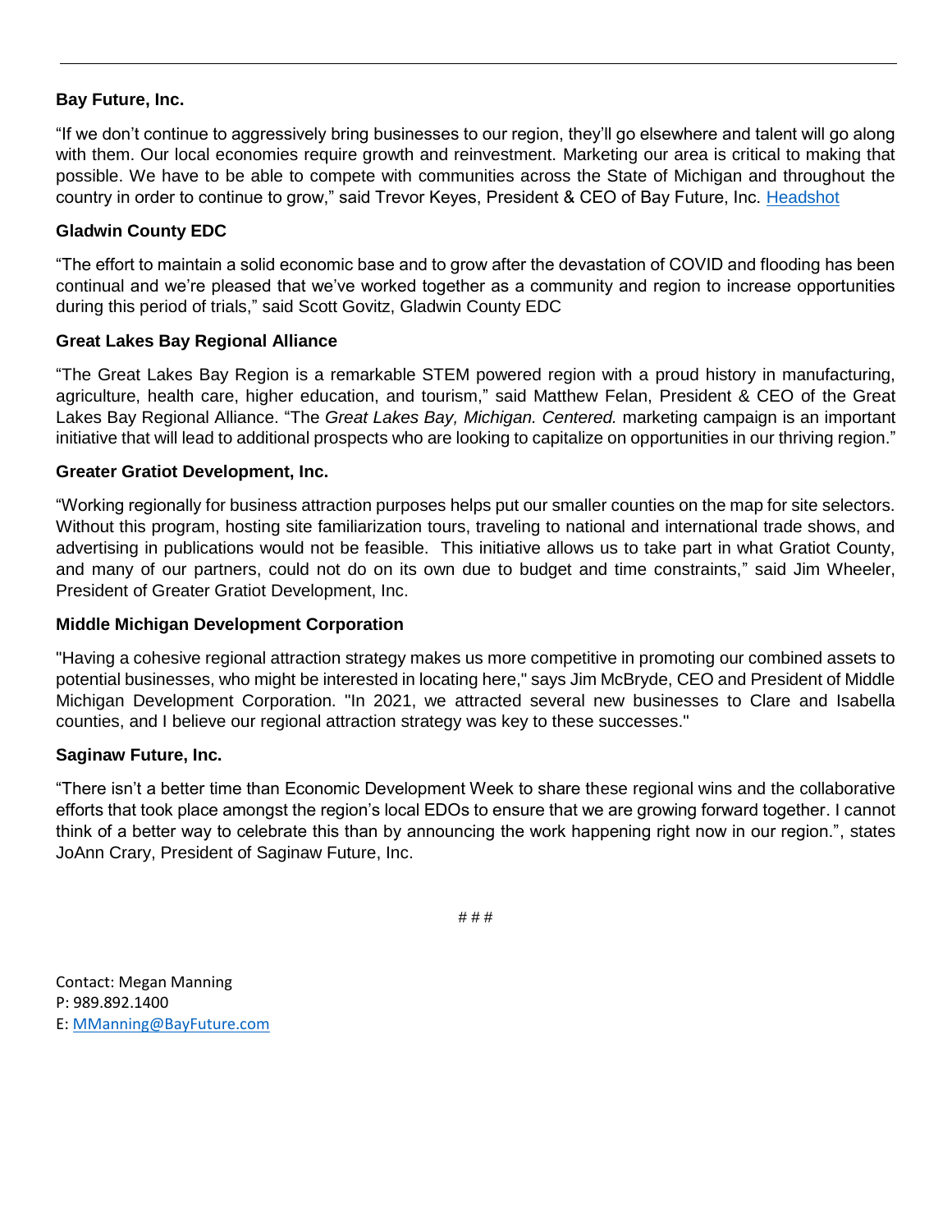**Bay Future, Inc.**

"If we don't continue to aggressively bring businesses to our region, they'll go elsewhere and talent will go along with them. Our local economies require growth and reinvestment. Marketing our area is critical to making that possible. We have to be able to compete with communities across the State of Michigan and throughout the country in order to continue to grow," said Trevor Keyes, President & CEO of Bay Future, Inc. [Headshot]

**Gladwin County EDC**

"The effort to maintain a solid economic base and to grow after the devastation of COVID and flooding has been continual and we're pleased that we've worked together as a community and region to increase opportunities during this period of trials," said Scott Govitz, Gladwin County EDC

**Great Lakes Bay Regional Alliance**

"The Great Lakes Bay Region is a remarkable STEM powered region with a proud history in manufacturing, agriculture, health care, higher education, and tourism," said Matthew Felan, President & CEO of the Great Lakes Bay Regional Alliance. "The *Great Lakes Bay, Michigan. Centered.* marketing campaign is an important initiative that will lead to additional prospects who are looking to capitalize on opportunities in our thriving region."

**Greater Gratiot Development, Inc.**

"Working regionally for business attraction purposes helps put our smaller counties on the map for site selectors. Without this program, hosting site familiarization tours, traveling to national and international trade shows, and advertising in publications would not be feasible. This initiative allows us to take part in what Gratiot County, and many of our partners, could not do on its own due to budget and time constraints," said Jim Wheeler, President of Greater Gratiot Development, Inc.

**Middle Michigan Development Corporation**

"Having a cohesive regional attraction strategy makes us more competitive in promoting our combined assets to potential businesses, who might be interested in locating here," says Jim McBryde, CEO and President of Middle Michigan Development Corporation. "In 2021, we attracted several new businesses to Clare and Isabella counties, and I believe our regional attraction strategy was key to these successes."

**Saginaw Future, Inc.**

"There isn't a better time than Economic Development Week to share these regional wins and the collaborative efforts that took place amongst the region's local EDOs to ensure that we are growing forward together. I cannot think of a better way to celebrate this than by announcing the work happening right now in our region.", states JoAnn Crary, President of Saginaw Future, Inc.

# # #

Contact: Megan Manning
P: 989.892.1400
E: MManning@BayFuture.com